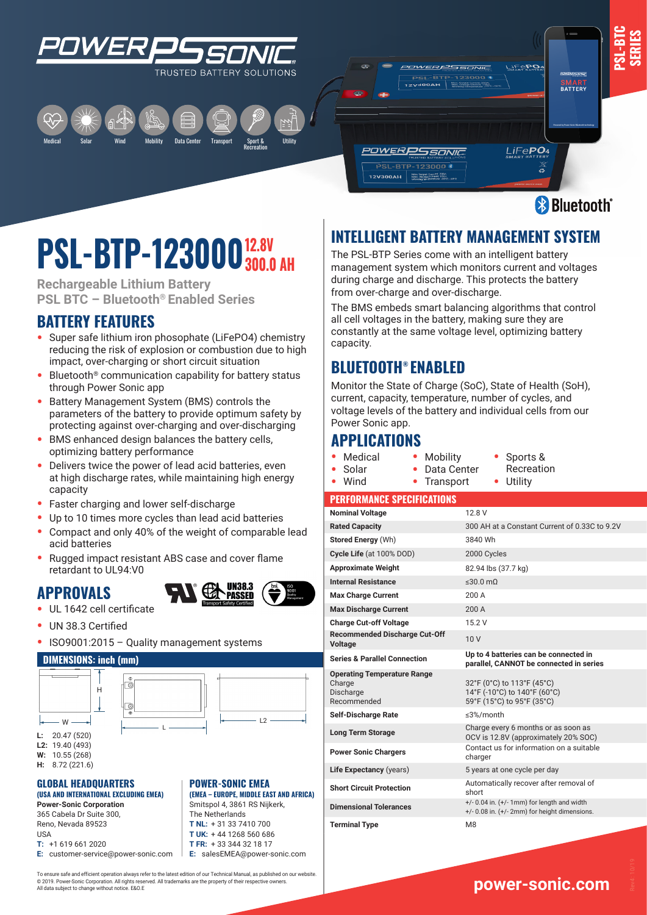POWER SONIC
TRUSTED BATTERY SOLUTIONS

Medical | Solar | Wind | Mobility | Data Center | Transport | Sport & Recreation | Utility

PSL-BTC SERIES

# PSL-BTP-123000 12.8V 300.0 AH

**Rechargeable Lithium Battery**
**PSL BTC – Bluetooth® Enabled Series**

## BATTERY FEATURES

- Super safe lithium iron phosophate (LiFePO4) chemistry reducing the risk of explosion or combustion due to high impact, over-charging or short circuit situation
- Bluetooth® communication capability for battery status through Power Sonic app
- Battery Management System (BMS) controls the parameters of the battery to provide optimum safety by protecting against over-charging and over-discharging
- BMS enhanced design balances the battery cells, optimizing battery performance
- Delivers twice the power of lead acid batteries, even at high discharge rates, while maintaining high energy capacity
- Faster charging and lower self-discharge
- Up to 10 times more cycles than lead acid batteries
- Compact and only 40% of the weight of comparable lead acid batteries
- Rugged impact resistant ABS case and cover flame retardant to UL94:V0

## APPROVALS

- UL 1642 cell certificate
- UN 38.3 Certified
- ISO9001:2015 – Quality management systems

## DIMENSIONS: inch (mm)

**L:** 20.47 (520)
**L2:** 19.40 (493)
**W:** 10.55 (268)
**H:** 8.72 (221.6)

### GLOBAL HEADQUARTERS
**(USA AND INTERNATIONAL EXCLUDING EMEA)**

**Power-Sonic Corporation**
365 Cabela Dr Suite 300,
Reno, Nevada 89523
USA
**T:** +1 619 661 2020
**E:** customer-service@power-sonic.com

### POWER-SONIC EMEA
**(EMEA – EUROPE, MIDDLE EAST AND AFRICA)**

Smitspol 4, 3861 RS Nijkerk,
The Netherlands
**T NL:** + 31 33 7410 700
**T UK:** + 44 1268 560 686
**T FR:** + 33 344 32 18 17
**E:** salesEMEA@power-sonic.com

## INTELLIGENT BATTERY MANAGEMENT SYSTEM

The PSL-BTP Series come with an intelligent battery management system which monitors current and voltages during charge and discharge. This protects the battery from over-charge and over-discharge.

The BMS embeds smart balancing algorithms that control all cell voltages in the battery, making sure they are constantly at the same voltage level, optimizing battery capacity.

## BLUETOOTH® ENABLED

Monitor the State of Charge (SoC), State of Health (SoH), current, capacity, temperature, number of cycles, and voltage levels of the battery and individual cells from our Power Sonic app.

## APPLICATIONS

- Medical
- Solar
- Wind
- Mobility
- Data Center
- Transport
- Sports & Recreation
- Utility

## PERFORMANCE SPECIFICATIONS

| | |
|---|---|
| **Nominal Voltage** | 12.8 V |
| **Rated Capacity** | 300 AH at a Constant Current of 0.33C to 9.2V |
| **Stored Energy** (Wh) | 3840 Wh |
| **Cycle Life** (at 100% DOD) | 2000 Cycles |
| **Approximate Weight** | 82.94 lbs (37.7 kg) |
| **Internal Resistance** | ≤30.0 mΩ |
| **Max Charge Current** | 200 A |
| **Max Discharge Current** | 200 A |
| **Charge Cut-off Voltage** | 15.2 V |
| **Recommended Discharge Cut-Off Voltage** | 10 V |
| **Series & Parallel Connection** | **Up to 4 batteries can be connected in parallel, CANNOT be connected in series** |
| **Operating Temperature Range** Charge / Discharge / Recommended | 32°F (0°C) to 113°F (45°C) / 14°F (-10°C) to 140°F (60°C) / 59°F (15°C) to 95°F (35°C) |
| **Self-Discharge Rate** | ≤3%/month |
| **Long Term Storage** | Charge every 6 months or as soon as OCV is 12.8V (approximately 20% SOC) |
| **Power Sonic Chargers** | Contact us for information on a suitable charger |
| **Life Expectancy** (years) | 5 years at one cycle per day |
| **Short Circuit Protection** | Automatically recover after removal of short |
| **Dimensional Tolerances** | +/- 0.04 in. (+/- 1mm) for length and width +/- 0.08 in. (+/- 2mm) for height dimensions. |
| **Terminal Type** | M8 |

To ensure safe and efficient operation always refer to the latest edition of our Technical Manual, as published on our website.
© 2019. Power-Sonic Corporation. All rights reserved. All trademarks are the property of their respective owners.
All data subject to change without notice. E&O.E

**power-sonic.com**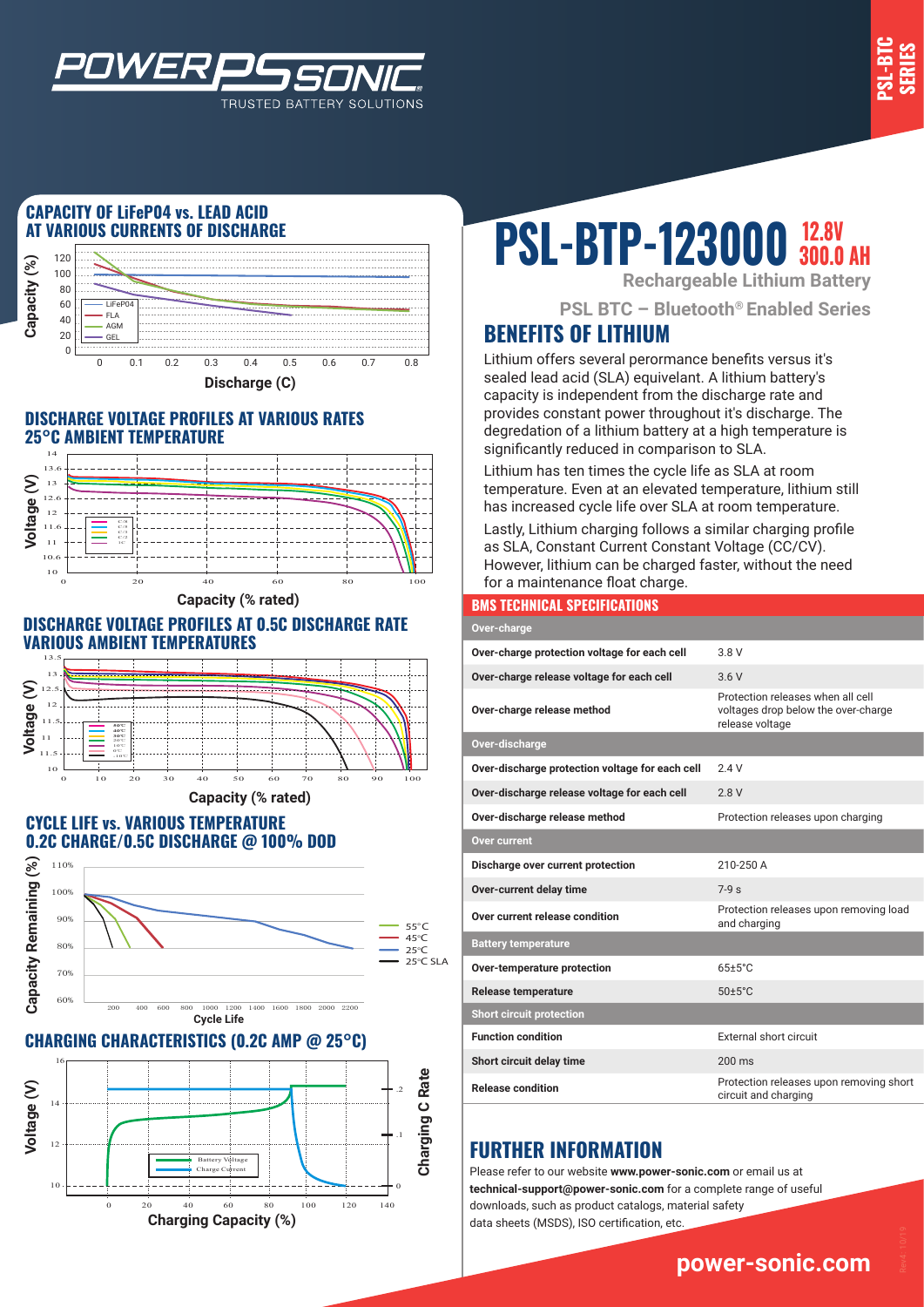# PSL-BTP-123000 12.8V 300.0 AH

**Rechargeable Lithium Battery**

**PSL BTC – Bluetooth® Enabled Series**

## CAPACITY OF LiFeP04 vs. LEAD ACID AT VARIOUS CURRENTS OF DISCHARGE

## DISCHARGE VOLTAGE PROFILES AT VARIOUS RATES 25°C AMBIENT TEMPERATURE

## DISCHARGE VOLTAGE PROFILES AT 0.5C DISCHARGE RATE VARIOUS AMBIENT TEMPERATURES

## CYCLE LIFE vs. VARIOUS TEMPERATURE 0.2C CHARGE/0.5C DISCHARGE @ 100% DOD

## CHARGING CHARACTERISTICS (0.2C AMP @ 25°C)

## BENEFITS OF LITHIUM

Lithium offers several perormance benefits versus it's sealed lead acid (SLA) equivelant. A lithium battery's capacity is independent from the discharge rate and provides constant power throughout it's discharge. The degredation of a lithium battery at a high temperature is significantly reduced in comparison to SLA.

Lithium has ten times the cycle life as SLA at room temperature. Even at an elevated temperature, lithium still has increased cycle life over SLA at room temperature.

Lastly, Lithium charging follows a similar charging profile as SLA, Constant Current Constant Voltage (CC/CV). However, lithium can be charged faster, without the need for a maintenance float charge.

## BMS TECHNICAL SPECIFICATIONS

| Over-charge | |
|---|---|
| **Over-charge protection voltage for each cell** | 3.8 V |
| **Over-charge release voltage for each cell** | 3.6 V |
| **Over-charge release method** | Protection releases when all cell voltages drop below the over-charge release voltage |
| **Over-discharge** | |
| **Over-discharge protection voltage for each cell** | 2.4 V |
| **Over-discharge release voltage for each cell** | 2.8 V |
| **Over-discharge release method** | Protection releases upon charging |
| **Over current** | |
| **Discharge over current protection** | 210-250 A |
| **Over-current delay time** | 7-9 s |
| **Over current release condition** | Protection releases upon removing load and charging |
| **Battery temperature** | |
| **Over-temperature protection** | 65±5°C |
| **Release temperature** | 50±5°C |
| **Short circuit protection** | |
| **Function condition** | External short circuit |
| **Short circuit delay time** | 200 ms |
| **Release condition** | Protection releases upon removing short circuit and charging |

## FURTHER INFORMATION

Please refer to our website **www.power-sonic.com** or email us at **technical-support@power-sonic.com** for a complete range of useful downloads, such as product catalogs, material safety data sheets (MSDS), ISO certification, etc.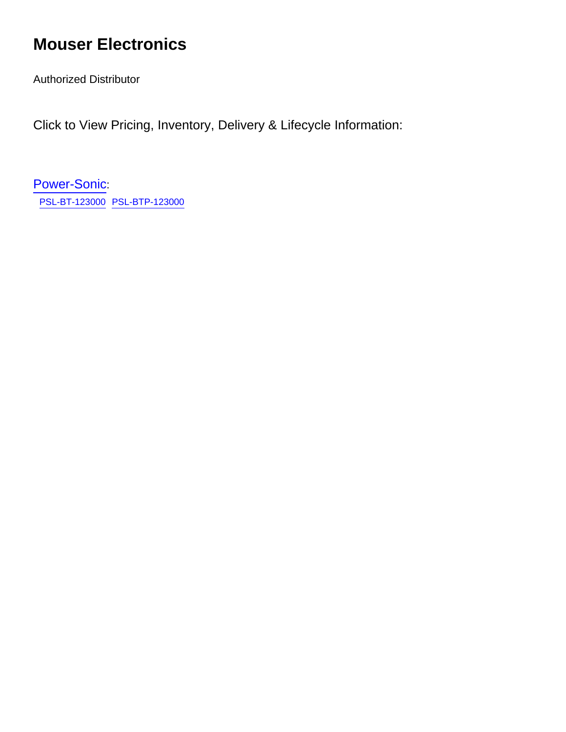# Mouser Electronics

Authorized Distributor

Click to View Pricing, Inventory, Delivery & Lifecycle Information:

Power-Sonic:

PSL-BT-123000 PSL-BTP-123000